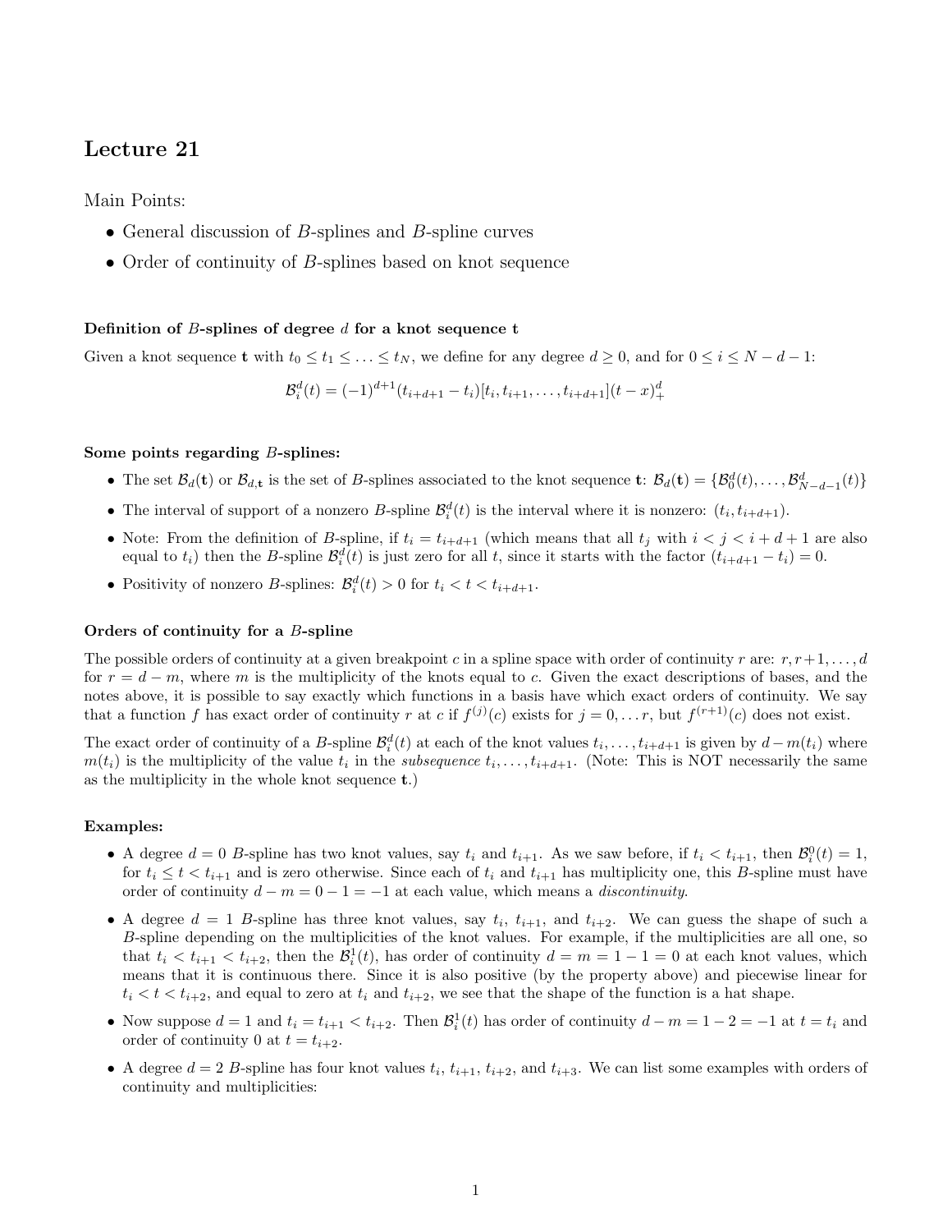# Lecture 21

Main Points:

- General discussion of $B$-splines and $B$-spline curves
- Order of continuity of $B$-splines based on knot sequence

### Definition of $B$-splines of degree $d$ for a knot sequence $\mathbf{t}$

Given a knot sequence $\mathbf{t}$ with $t_0 \leq t_1 \leq \ldots \leq t_N$, we define for any degree $d \geq 0$, and for $0 \leq i \leq N-d-1$:

$$\mathcal{B}_i^d(t) = (-1)^{d+1}(t_{i+d+1} - t_i)[t_i, t_{i+1}, \ldots, t_{i+d+1}](t-x)_+^d$$

### Some points regarding $B$-splines:

- The set $\mathcal{B}_d(\mathbf{t})$ or $\mathcal{B}_{d,\mathbf{t}}$ is the set of $B$-splines associated to the knot sequence $\mathbf{t}$: $\mathcal{B}_d(\mathbf{t}) = \{\mathcal{B}_0^d(t), \ldots, \mathcal{B}_{N-d-1}^d(t)\}$
- The interval of support of a nonzero $B$-spline $\mathcal{B}_i^d(t)$ is the interval where it is nonzero: $(t_i, t_{i+d+1})$.
- Note: From the definition of $B$-spline, if $t_i = t_{i+d+1}$ (which means that all $t_j$ with $i < j < i+d+1$ are also equal to $t_i$) then the $B$-spline $\mathcal{B}_i^d(t)$ is just zero for all $t$, since it starts with the factor $(t_{i+d+1} - t_i) = 0$.
- Positivity of nonzero $B$-splines: $\mathcal{B}_i^d(t) > 0$ for $t_i < t < t_{i+d+1}$.

### Orders of continuity for a $B$-spline

The possible orders of continuity at a given breakpoint $c$ in a spline space with order of continuity $r$ are: $r, r+1, \ldots, d$ for $r = d - m$, where $m$ is the multiplicity of the knots equal to $c$. Given the exact descriptions of bases, and the notes above, it is possible to say exactly which functions in a basis have which exact orders of continuity. We say that a function $f$ has exact order of continuity $r$ at $c$ if $f^{(j)}(c)$ exists for $j = 0, \ldots r$, but $f^{(r+1)}(c)$ does not exist.

The exact order of continuity of a $B$-spline $\mathcal{B}_i^d(t)$ at each of the knot values $t_i, \ldots, t_{i+d+1}$ is given by $d - m(t_i)$ where $m(t_i)$ is the multiplicity of the value $t_i$ in the *subsequence* $t_i, \ldots, t_{i+d+1}$. (Note: This is NOT necessarily the same as the multiplicity in the whole knot sequence $\mathbf{t}$.)

### Examples:

- A degree $d = 0$ $B$-spline has two knot values, say $t_i$ and $t_{i+1}$. As we saw before, if $t_i < t_{i+1}$, then $\mathcal{B}_i^0(t) = 1$, for $t_i \leq t < t_{i+1}$ and is zero otherwise. Since each of $t_i$ and $t_{i+1}$ has multiplicity one, this $B$-spline must have order of continuity $d - m = 0 - 1 = -1$ at each value, which means a *discontinuity*.
- A degree $d = 1$ $B$-spline has three knot values, say $t_i$, $t_{i+1}$, and $t_{i+2}$. We can guess the shape of such a $B$-spline depending on the multiplicities of the knot values. For example, if the multiplicities are all one, so that $t_i < t_{i+1} < t_{i+2}$, then the $\mathcal{B}_i^1(t)$, has order of continuity $d = m = 1 - 1 = 0$ at each knot values, which means that it is continuous there. Since it is also positive (by the property above) and piecewise linear for $t_i < t < t_{i+2}$, and equal to zero at $t_i$ and $t_{i+2}$, we see that the shape of the function is a hat shape.
- Now suppose $d = 1$ and $t_i = t_{i+1} < t_{i+2}$. Then $\mathcal{B}_i^1(t)$ has order of continuity $d - m = 1 - 2 = -1$ at $t = t_i$ and order of continuity 0 at $t = t_{i+2}$.
- A degree $d = 2$ $B$-spline has four knot values $t_i$, $t_{i+1}$, $t_{i+2}$, and $t_{i+3}$. We can list some examples with orders of continuity and multiplicities: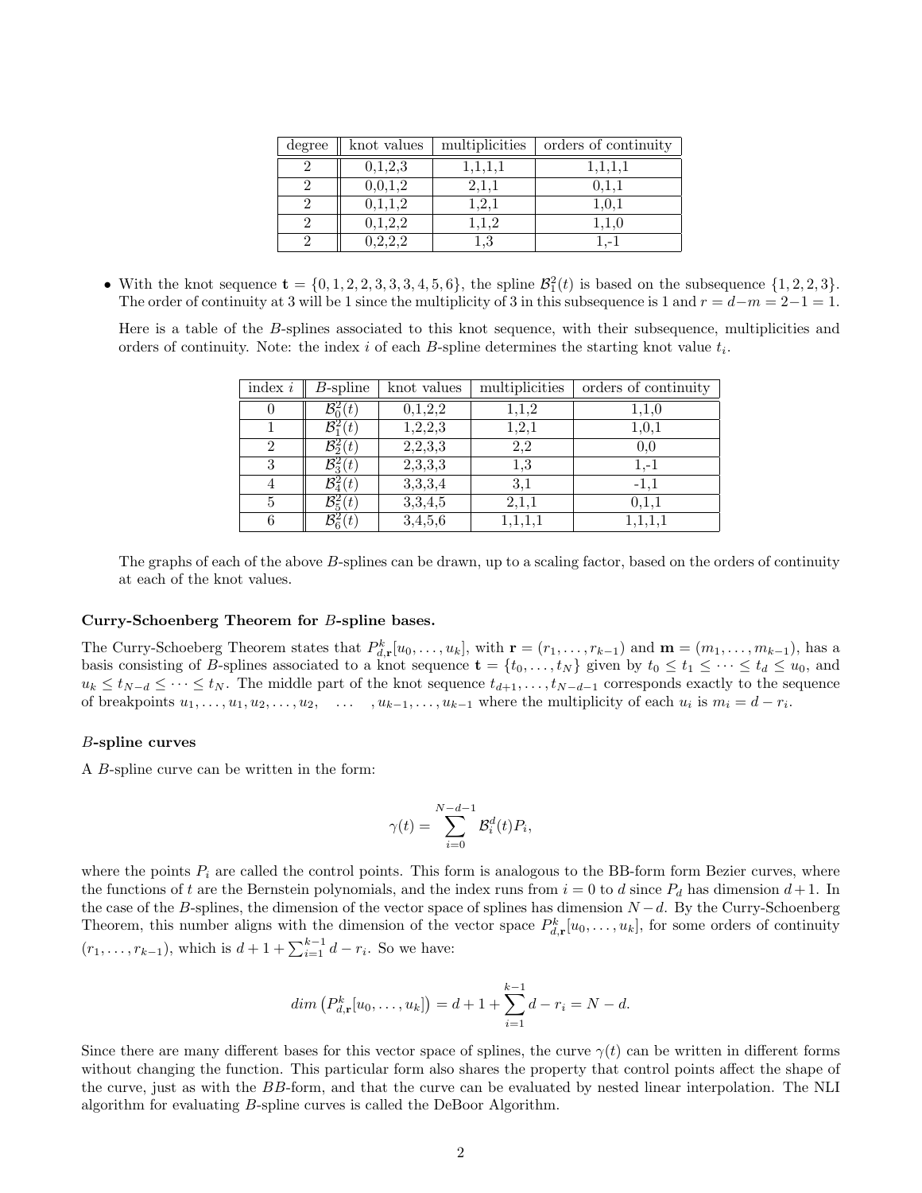| degree | knot values | multiplicities | orders of continuity |
|---|---|---|---|
| 2 | 0,1,2,3 | 1,1,1,1 | 1,1,1,1 |
| 2 | 0,0,1,2 | 2,1,1 | 0,1,1 |
| 2 | 0,1,1,2 | 1,2,1 | 1,0,1 |
| 2 | 0,1,2,2 | 1,1,2 | 1,1,0 |
| 2 | 0,2,2,2 | 1,3 | 1,-1 |

- With the knot sequence $\mathbf{t} = \{0, 1, 2, 2, 3, 3, 3, 4, 5, 6\}$, the spline $\mathcal{B}_1^2(t)$ is based on the subsequence $\{1, 2, 2, 3\}$. The order of continuity at 3 will be 1 since the multiplicity of 3 in this subsequence is 1 and $r = d - m = 2 - 1 = 1$.

  Here is a table of the $B$-splines associated to this knot sequence, with their subsequence, multiplicities and orders of continuity. Note: the index $i$ of each $B$-spline determines the starting knot value $t_i$.

| index $i$ | $B$-spline | knot values | multiplicities | orders of continuity |
|---|---|---|---|---|
| 0 | $\mathcal{B}_0^2(t)$ | 0,1,2,2 | 1,1,2 | 1,1,0 |
| 1 | $\mathcal{B}_1^2(t)$ | 1,2,2,3 | 1,2,1 | 1,0,1 |
| 2 | $\mathcal{B}_2^2(t)$ | 2,2,3,3 | 2,2 | 0,0 |
| 3 | $\mathcal{B}_3^2(t)$ | 2,3,3,3 | 1,3 | 1,-1 |
| 4 | $\mathcal{B}_4^2(t)$ | 3,3,3,4 | 3,1 | -1,1 |
| 5 | $\mathcal{B}_5^2(t)$ | 3,3,4,5 | 2,1,1 | 0,1,1 |
| 6 | $\mathcal{B}_6^2(t)$ | 3,4,5,6 | 1,1,1,1 | 1,1,1,1 |

  The graphs of each of the above $B$-splines can be drawn, up to a scaling factor, based on the orders of continuity at each of the knot values.

**Curry-Schoenberg Theorem for $B$-spline bases.**

The Curry-Schoeberg Theorem states that $P^k_{d,\mathbf{r}}[u_0, \ldots, u_k]$, with $\mathbf{r} = (r_1, \ldots, r_{k-1})$ and $\mathbf{m} = (m_1, \ldots, m_{k-1})$, has a basis consisting of $B$-splines associated to a knot sequence $\mathbf{t} = \{t_0, \ldots, t_N\}$ given by $t_0 \le t_1 \le \cdots \le t_d \le u_0$, and $u_k \le t_{N-d} \le \cdots \le t_N$. The middle part of the knot sequence $t_{d+1}, \ldots, t_{N-d-1}$ corresponds exactly to the sequence of breakpoints $u_1, \ldots, u_1, u_2, \ldots, u_2, \quad \ldots \quad, u_{k-1}, \ldots, u_{k-1}$ where the multiplicity of each $u_i$ is $m_i = d - r_i$.

**$B$-spline curves**

A $B$-spline curve can be written in the form:

$$\gamma(t) = \sum_{i=0}^{N-d-1} \mathcal{B}_i^d(t) P_i,$$

where the points $P_i$ are called the control points. This form is analogous to the BB-form form Bezier curves, where the functions of $t$ are the Bernstein polynomials, and the index runs from $i = 0$ to $d$ since $P_d$ has dimension $d+1$. In the case of the $B$-splines, the dimension of the vector space of splines has dimension $N - d$. By the Curry-Schoenberg Theorem, this number aligns with the dimension of the vector space $P^k_{d,\mathbf{r}}[u_0, \ldots, u_k]$, for some orders of continuity $(r_1, \ldots, r_{k-1})$, which is $d + 1 + \sum_{i=1}^{k-1} d - r_i$. So we have:

$$dim\left(P^k_{d,\mathbf{r}}[u_0, \ldots, u_k]\right) = d + 1 + \sum_{i=1}^{k-1} d - r_i = N - d.$$

Since there are many different bases for this vector space of splines, the curve $\gamma(t)$ can be written in different forms without changing the function. This particular form also shares the property that control points affect the shape of the curve, just as with the $BB$-form, and that the curve can be evaluated by nested linear interpolation. The NLI algorithm for evaluating $B$-spline curves is called the DeBoor Algorithm.